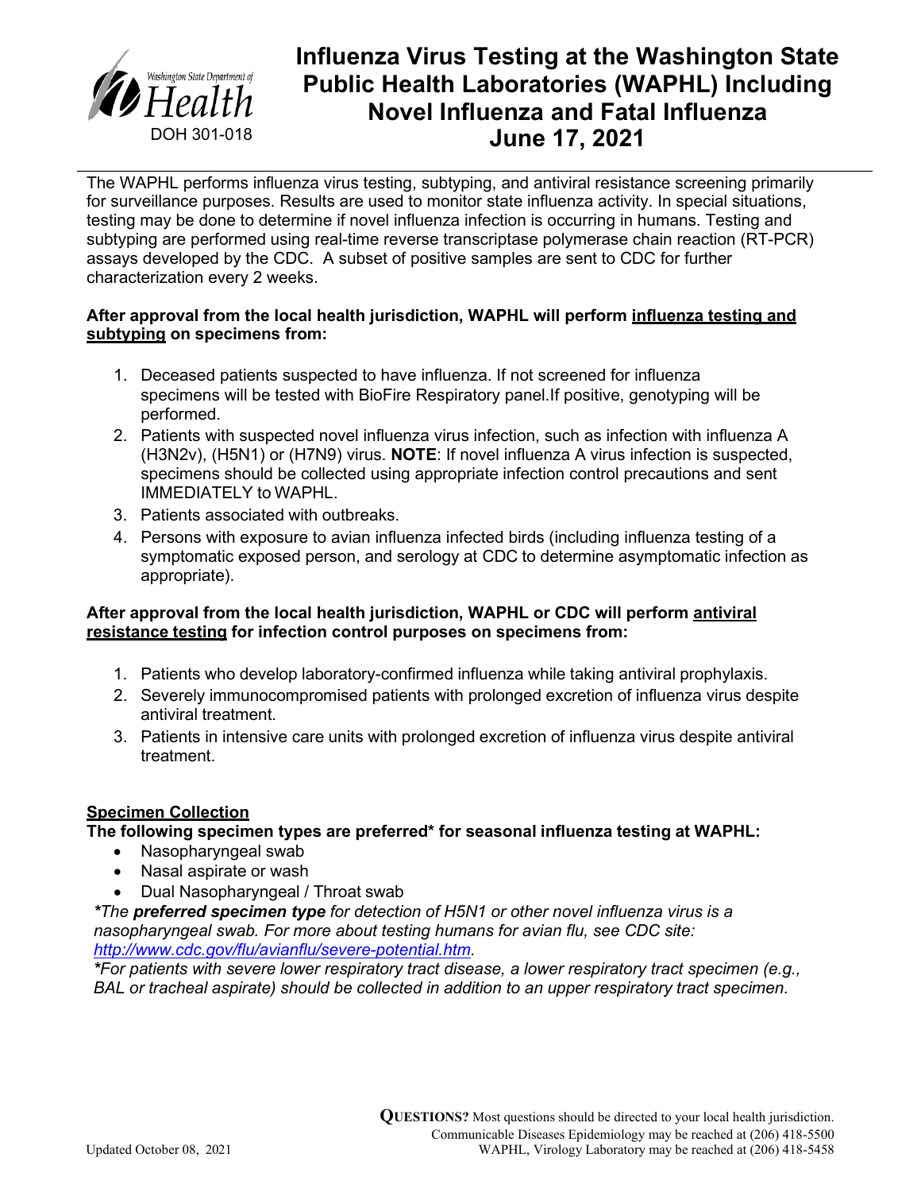Washington State Department of Health
DOH 301-018

# Influenza Virus Testing at the Washington State Public Health Laboratories (WAPHL) Including Novel Influenza and Fatal Influenza June 17, 2021

The WAPHL performs influenza virus testing, subtyping, and antiviral resistance screening primarily for surveillance purposes. Results are used to monitor state influenza activity. In special situations, testing may be done to determine if novel influenza infection is occurring in humans. Testing and subtyping are performed using real-time reverse transcriptase polymerase chain reaction (RT-PCR) assays developed by the CDC. A subset of positive samples are sent to CDC for further characterization every 2 weeks.

**After approval from the local health jurisdiction, WAPHL will perform <u>influenza testing and subtyping</u> on specimens from:**

1. Deceased patients suspected to have influenza. If not screened for influenza specimens will be tested with BioFire Respiratory panel.If positive, genotyping will be performed.
2. Patients with suspected novel influenza virus infection, such as infection with influenza A (H3N2v), (H5N1) or (H7N9) virus. **NOTE**: If novel influenza A virus infection is suspected, specimens should be collected using appropriate infection control precautions and sent IMMEDIATELY to WAPHL.
3. Patients associated with outbreaks.
4. Persons with exposure to avian influenza infected birds (including influenza testing of a symptomatic exposed person, and serology at CDC to determine asymptomatic infection as appropriate).

**After approval from the local health jurisdiction, WAPHL or CDC will perform <u>antiviral resistance testing</u> for infection control purposes on specimens from:**

1. Patients who develop laboratory-confirmed influenza while taking antiviral prophylaxis.
2. Severely immunocompromised patients with prolonged excretion of influenza virus despite antiviral treatment.
3. Patients in intensive care units with prolonged excretion of influenza virus despite antiviral treatment.

## <u>Specimen Collection</u>

**The following specimen types are preferred* for seasonal influenza testing at WAPHL:**

- Nasopharyngeal swab
- Nasal aspirate or wash
- Dual Nasopharyngeal / Throat swab

**The* ***preferred specimen type*** *for detection of H5N1 or other novel influenza virus is a nasopharyngeal swab. For more about testing humans for avian flu, see CDC site:* *http://www.cdc.gov/flu/avianflu/severe-potential.htm.*

**For patients with severe lower respiratory tract disease, a lower respiratory tract specimen (e.g., BAL or tracheal aspirate) should be collected in addition to an upper respiratory tract specimen.**

**QUESTIONS?** Most questions should be directed to your local health jurisdiction.
Communicable Diseases Epidemiology may be reached at (206) 418-5500
WAPHL, Virology Laboratory may be reached at (206) 418-5458

Updated October 08, 2021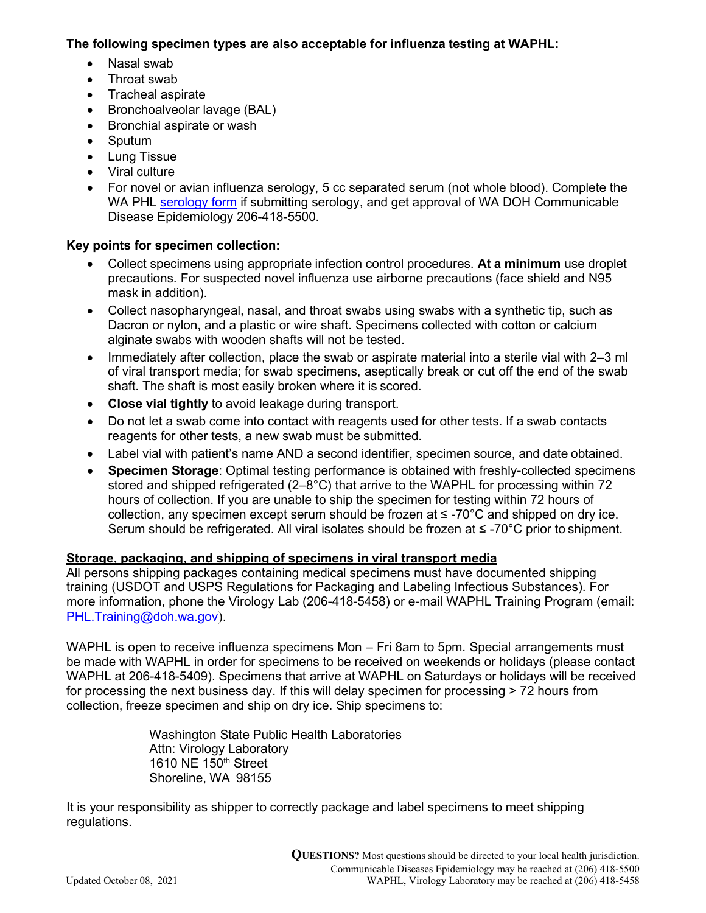**The following specimen types are also acceptable for influenza testing at WAPHL:**

- Nasal swab
- Throat swab
- Tracheal aspirate
- Bronchoalveolar lavage (BAL)
- Bronchial aspirate or wash
- Sputum
- Lung Tissue
- Viral culture
- For novel or avian influenza serology, 5 cc separated serum (not whole blood). Complete the WA PHL serology form if submitting serology, and get approval of WA DOH Communicable Disease Epidemiology 206-418-5500.

**Key points for specimen collection:**

- Collect specimens using appropriate infection control procedures. **At a minimum** use droplet precautions. For suspected novel influenza use airborne precautions (face shield and N95 mask in addition).
- Collect nasopharyngeal, nasal, and throat swabs using swabs with a synthetic tip, such as Dacron or nylon, and a plastic or wire shaft. Specimens collected with cotton or calcium alginate swabs with wooden shafts will not be tested.
- Immediately after collection, place the swab or aspirate material into a sterile vial with 2–3 ml of viral transport media; for swab specimens, aseptically break or cut off the end of the swab shaft. The shaft is most easily broken where it is scored.
- **Close vial tightly** to avoid leakage during transport.
- Do not let a swab come into contact with reagents used for other tests. If a swab contacts reagents for other tests, a new swab must be submitted.
- Label vial with patient's name AND a second identifier, specimen source, and date obtained.
- **Specimen Storage**: Optimal testing performance is obtained with freshly-collected specimens stored and shipped refrigerated (2–8°C) that arrive to the WAPHL for processing within 72 hours of collection. If you are unable to ship the specimen for testing within 72 hours of collection, any specimen except serum should be frozen at ≤ -70°C and shipped on dry ice. Serum should be refrigerated. All viral isolates should be frozen at ≤ -70°C prior to shipment.

**Storage, packaging, and shipping of specimens in viral transport media**

All persons shipping packages containing medical specimens must have documented shipping training (USDOT and USPS Regulations for Packaging and Labeling Infectious Substances). For more information, phone the Virology Lab (206-418-5458) or e-mail WAPHL Training Program (email: PHL.Training@doh.wa.gov).

WAPHL is open to receive influenza specimens Mon – Fri 8am to 5pm. Special arrangements must be made with WAPHL in order for specimens to be received on weekends or holidays (please contact WAPHL at 206-418-5409). Specimens that arrive at WAPHL on Saturdays or holidays will be received for processing the next business day. If this will delay specimen for processing > 72 hours from collection, freeze specimen and ship on dry ice. Ship specimens to:

Washington State Public Health Laboratories
Attn: Virology Laboratory
1610 NE 150th Street
Shoreline, WA 98155

It is your responsibility as shipper to correctly package and label specimens to meet shipping regulations.

**QUESTIONS?** Most questions should be directed to your local health jurisdiction.
Communicable Diseases Epidemiology may be reached at (206) 418-5500
WAPHL, Virology Laboratory may be reached at (206) 418-5458

Updated October 08, 2021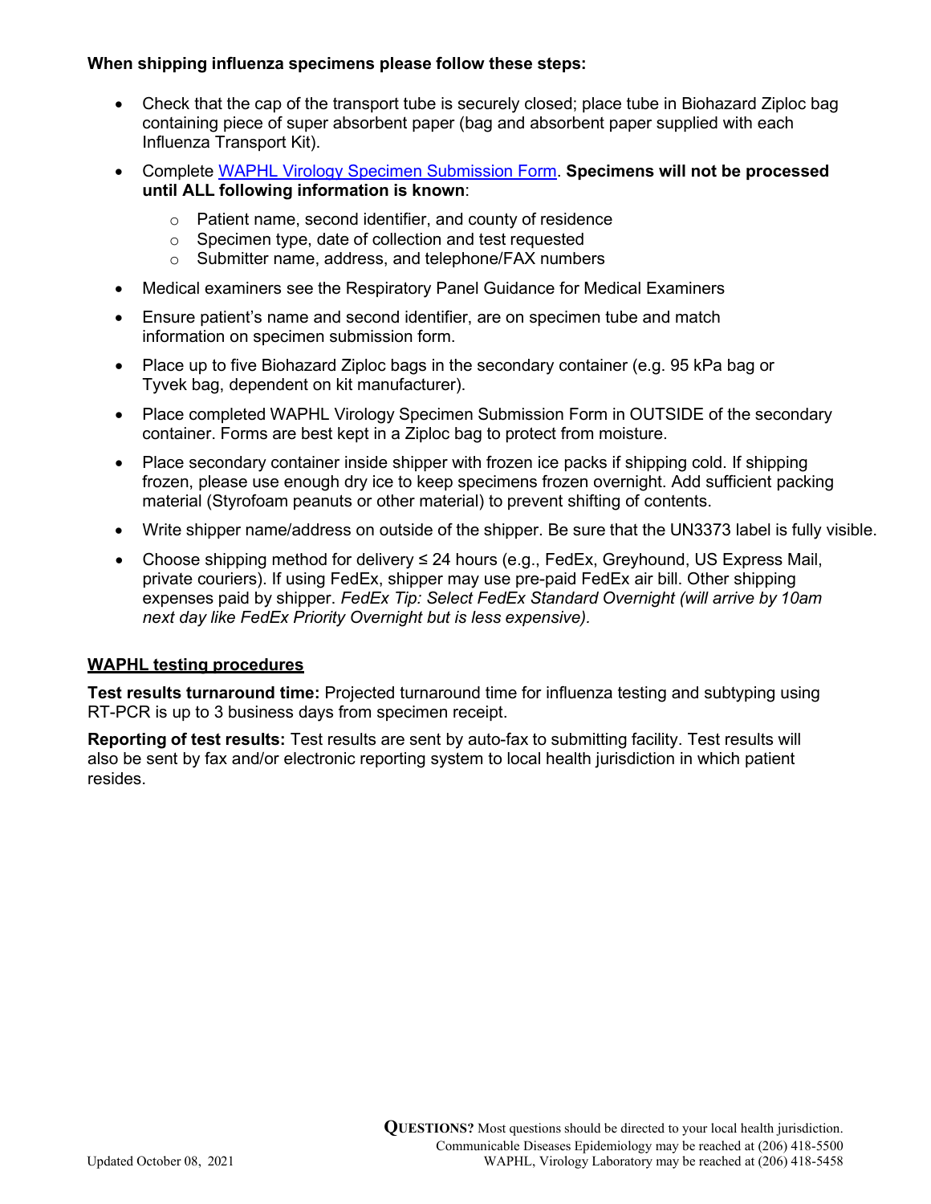**When shipping influenza specimens please follow these steps:**

- Check that the cap of the transport tube is securely closed; place tube in Biohazard Ziploc bag containing piece of super absorbent paper (bag and absorbent paper supplied with each Influenza Transport Kit).
- Complete WAPHL Virology Specimen Submission Form. **Specimens will not be processed until ALL following information is known**:
  - Patient name, second identifier, and county of residence
  - Specimen type, date of collection and test requested
  - Submitter name, address, and telephone/FAX numbers
- Medical examiners see the Respiratory Panel Guidance for Medical Examiners
- Ensure patient's name and second identifier, are on specimen tube and match information on specimen submission form.
- Place up to five Biohazard Ziploc bags in the secondary container (e.g. 95 kPa bag or Tyvek bag, dependent on kit manufacturer).
- Place completed WAPHL Virology Specimen Submission Form in OUTSIDE of the secondary container. Forms are best kept in a Ziploc bag to protect from moisture.
- Place secondary container inside shipper with frozen ice packs if shipping cold. If shipping frozen, please use enough dry ice to keep specimens frozen overnight. Add sufficient packing material (Styrofoam peanuts or other material) to prevent shifting of contents.
- Write shipper name/address on outside of the shipper. Be sure that the UN3373 label is fully visible.
- Choose shipping method for delivery ≤ 24 hours (e.g., FedEx, Greyhound, US Express Mail, private couriers). If using FedEx, shipper may use pre-paid FedEx air bill. Other shipping expenses paid by shipper. *FedEx Tip: Select FedEx Standard Overnight (will arrive by 10am next day like FedEx Priority Overnight but is less expensive).*

## WAPHL testing procedures

**Test results turnaround time:** Projected turnaround time for influenza testing and subtyping using RT-PCR is up to 3 business days from specimen receipt.

**Reporting of test results:** Test results are sent by auto-fax to submitting facility. Test results will also be sent by fax and/or electronic reporting system to local health jurisdiction in which patient resides.

**QUESTIONS?** Most questions should be directed to your local health jurisdiction.
Communicable Diseases Epidemiology may be reached at (206) 418-5500
WAPHL, Virology Laboratory may be reached at (206) 418-5458

Updated October 08, 2021